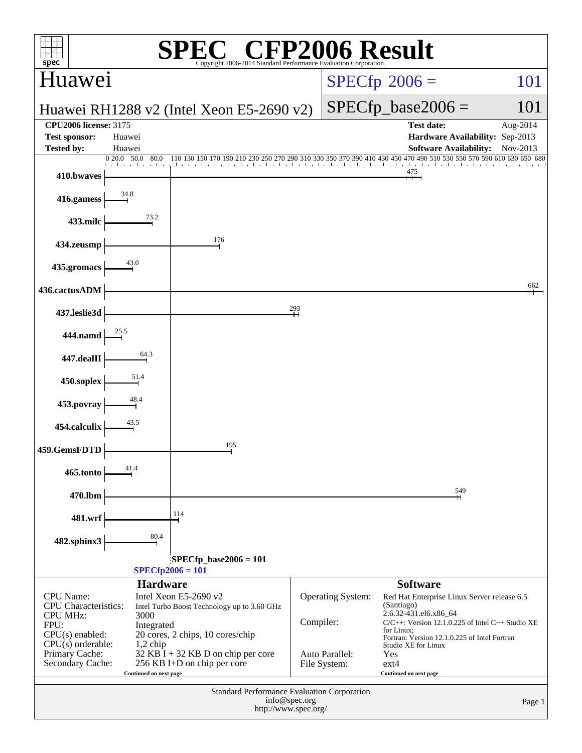# SPEC® CFP2006 Result

Copyright 2006-2014 Standard Performance Evaluation Corporation

## Huawei

**Huawei RH1288 v2 (Intel Xeon E5-2690 v2)**

SPECfp_2006 = 101

SPECfp_base2006 = 101

| | | | |
|---|---|---|---|
| **CPU2006 license:** | 3175 | **Test date:** | Aug-2014 |
| **Test sponsor:** | Huawei | **Hardware Availability:** | Sep-2013 |
| **Tested by:** | Huawei | **Software Availability:** | Nov-2013 |

| Benchmark | Result |
|---|---|
| 410.bwaves | 475 |
| 416.gamess | 34.8 |
| 433.milc | 73.2 |
| 434.zeusmp | 176 |
| 435.gromacs | 43.0 |
| 436.cactusADM | 662 |
| 437.leslie3d | 293 |
| 444.namd | 25.5 |
| 447.dealII | 64.3 |
| 450.soplex | 51.4 |
| 453.povray | 48.4 |
| 454.calculix | 43.5 |
| 459.GemsFDTD | 195 |
| 465.tonto | 41.4 |
| 470.lbm | 549 |
| 481.wrf | 114 |
| 482.sphinx3 | 80.4 |

**SPECfp_base2006 = 101**

**SPECfp2006 = 101**

### Hardware

| | |
|---|---|
| CPU Name: | Intel Xeon E5-2690 v2 |
| CPU Characteristics: | Intel Turbo Boost Technology up to 3.60 GHz |
| CPU MHz: | 3000 |
| FPU: | Integrated |
| CPU(s) enabled: | 20 cores, 2 chips, 10 cores/chip |
| CPU(s) orderable: | 1,2 chip |
| Primary Cache: | 32 KB I + 32 KB D on chip per core |
| Secondary Cache: | 256 KB I+D on chip per core |

Continued on next page

### Software

| | |
|---|---|
| Operating System: | Red Hat Enterprise Linux Server release 6.5 (Santiago) 2.6.32-431.el6.x86_64 |
| Compiler: | C/C++: Version 12.1.0.225 of Intel C++ Studio XE for Linux; Fortran: Version 12.1.0.225 of Intel Fortran Studio XE for Linux |
| Auto Parallel: | Yes |
| File System: | ext4 |

Continued on next page

Standard Performance Evaluation Corporation
info@spec.org
http://www.spec.org/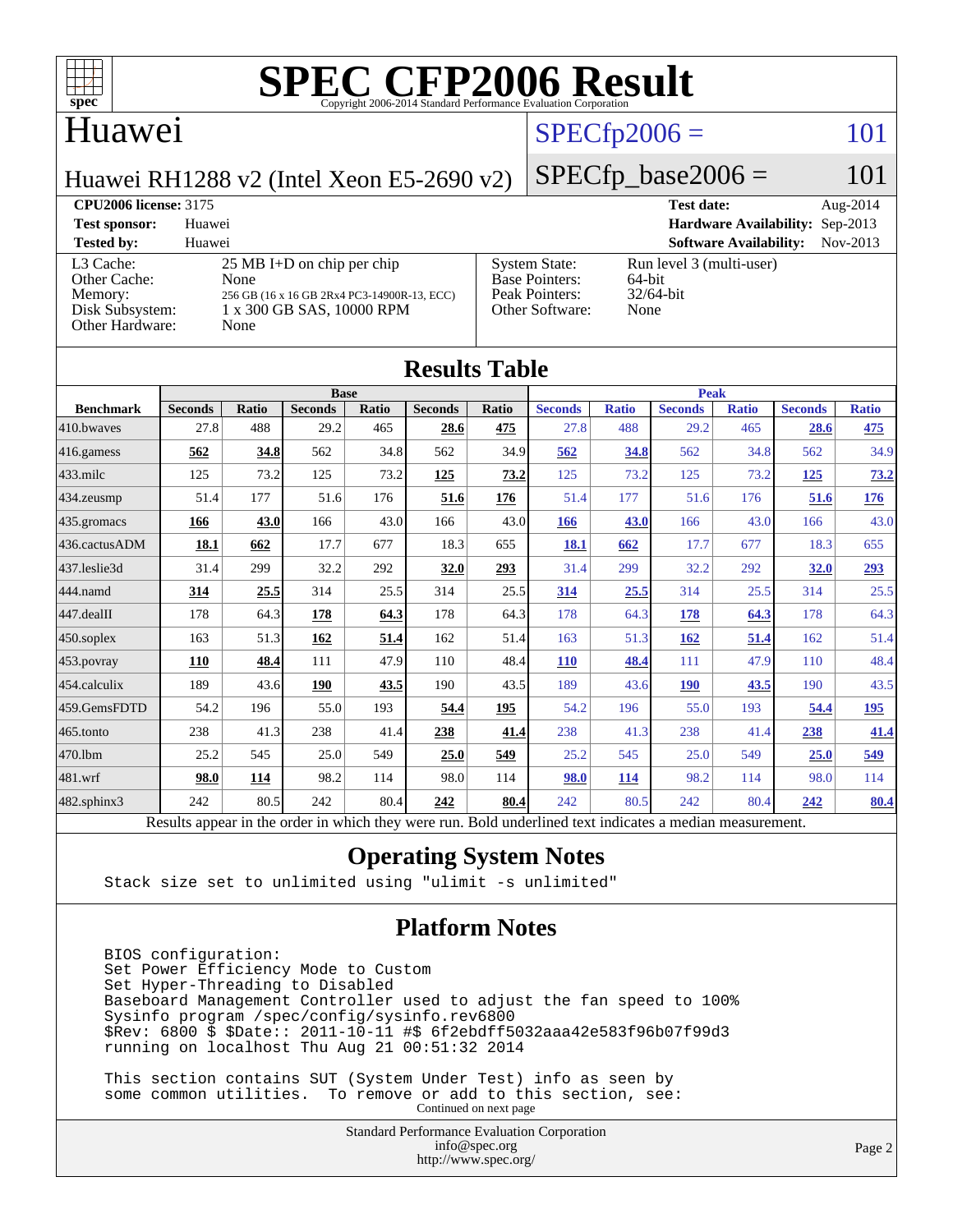# SPEC CFP2006 Result

Copyright 2006-2014 Standard Performance Evaluation Corporation

## Huawei

Huawei RH1288 v2 (Intel Xeon E5-2690 v2)

SPECfp2006 = 101

SPECfp_base2006 = 101

**CPU2006 license:** 3175

**Test sponsor:** Huawei

**Tested by:** Huawei

**Test date:** Aug-2014

**Hardware Availability:** Sep-2013

**Software Availability:** Nov-2013

| | |
|---|---|
| L3 Cache: | 25 MB I+D on chip per chip |
| Other Cache: | None |
| Memory: | 256 GB (16 x 16 GB 2Rx4 PC3-14900R-13, ECC) |
| Disk Subsystem: | 1 x 300 GB SAS, 10000 RPM |
| Other Hardware: | None |

| | |
|---|---|
| System State: | Run level 3 (multi-user) |
| Base Pointers: | 64-bit |
| Peak Pointers: | 32/64-bit |
| Other Software: | None |

## Results Table

| | Base | | | | | | Peak | | | | | |
|---|---|---|---|---|---|---|---|---|---|---|---|---|
| **Benchmark** | **Seconds** | **Ratio** | **Seconds** | **Ratio** | **Seconds** | **Ratio** | **Seconds** | **Ratio** | **Seconds** | **Ratio** | **Seconds** | **Ratio** |
| 410.bwaves | 27.8 | 488 | 29.2 | 465 | **28.6** | **475** | 27.8 | 488 | 29.2 | 465 | **28.6** | **475** |
| 416.gamess | **562** | **34.8** | 562 | 34.8 | 562 | 34.9 | **562** | **34.8** | 562 | 34.8 | 562 | 34.9 |
| 433.milc | 125 | 73.2 | 125 | 73.2 | **125** | **73.2** | 125 | 73.2 | 125 | 73.2 | **125** | **73.2** |
| 434.zeusmp | 51.4 | 177 | 51.6 | 176 | **51.6** | **176** | 51.4 | 177 | 51.6 | 176 | **51.6** | **176** |
| 435.gromacs | **166** | **43.0** | 166 | 43.0 | 166 | 43.0 | **166** | **43.0** | 166 | 43.0 | 166 | 43.0 |
| 436.cactusADM | **18.1** | **662** | 17.7 | 677 | 18.3 | 655 | **18.1** | **662** | 17.7 | 677 | 18.3 | 655 |
| 437.leslie3d | 31.4 | 299 | 32.2 | 292 | **32.0** | **293** | 31.4 | 299 | 32.2 | 292 | **32.0** | **293** |
| 444.namd | **314** | **25.5** | 314 | 25.5 | 314 | 25.5 | **314** | **25.5** | 314 | 25.5 | 314 | 25.5 |
| 447.dealII | 178 | 64.3 | **178** | **64.3** | 178 | 64.3 | 178 | 64.3 | **178** | **64.3** | 178 | 64.3 |
| 450.soplex | 163 | 51.3 | **162** | **51.4** | 162 | 51.4 | 163 | 51.3 | **162** | **51.4** | 162 | 51.4 |
| 453.povray | **110** | **48.4** | 111 | 47.9 | 110 | 48.4 | **110** | **48.4** | 111 | 47.9 | 110 | 48.4 |
| 454.calculix | 189 | 43.6 | **190** | **43.5** | 190 | 43.5 | 189 | 43.6 | **190** | **43.5** | 190 | 43.5 |
| 459.GemsFDTD | 54.2 | 196 | 55.0 | 193 | **54.4** | **195** | 54.2 | 196 | 55.0 | 193 | **54.4** | **195** |
| 465.tonto | 238 | 41.3 | 238 | 41.4 | **238** | **41.4** | 238 | 41.3 | 238 | 41.4 | **238** | **41.4** |
| 470.lbm | 25.2 | 545 | 25.0 | 549 | **25.0** | **549** | 25.2 | 545 | 25.0 | 549 | **25.0** | **549** |
| 481.wrf | **98.0** | **114** | 98.2 | 114 | 98.0 | 114 | **98.0** | **114** | 98.2 | 114 | 98.0 | 114 |
| 482.sphinx3 | 242 | 80.5 | 242 | 80.4 | **242** | **80.4** | 242 | 80.5 | 242 | 80.4 | **242** | **80.4** |

Results appear in the order in which they were run. Bold underlined text indicates a median measurement.

## Operating System Notes

```
Stack size set to unlimited using "ulimit -s unlimited"
```

## Platform Notes

```
BIOS configuration:
Set Power Efficiency Mode to Custom
Set Hyper-Threading to Disabled
Baseboard Management Controller used to adjust the fan speed to 100%
Sysinfo program /spec/config/sysinfo.rev6800
$Rev: 6800 $ $Date:: 2011-10-11 #$ 6f2ebdff5032aaa42e583f96b07f99d3
running on localhost Thu Aug 21 00:51:32 2014

This section contains SUT (System Under Test) info as seen by
some common utilities.  To remove or add to this section, see:
```

Continued on next page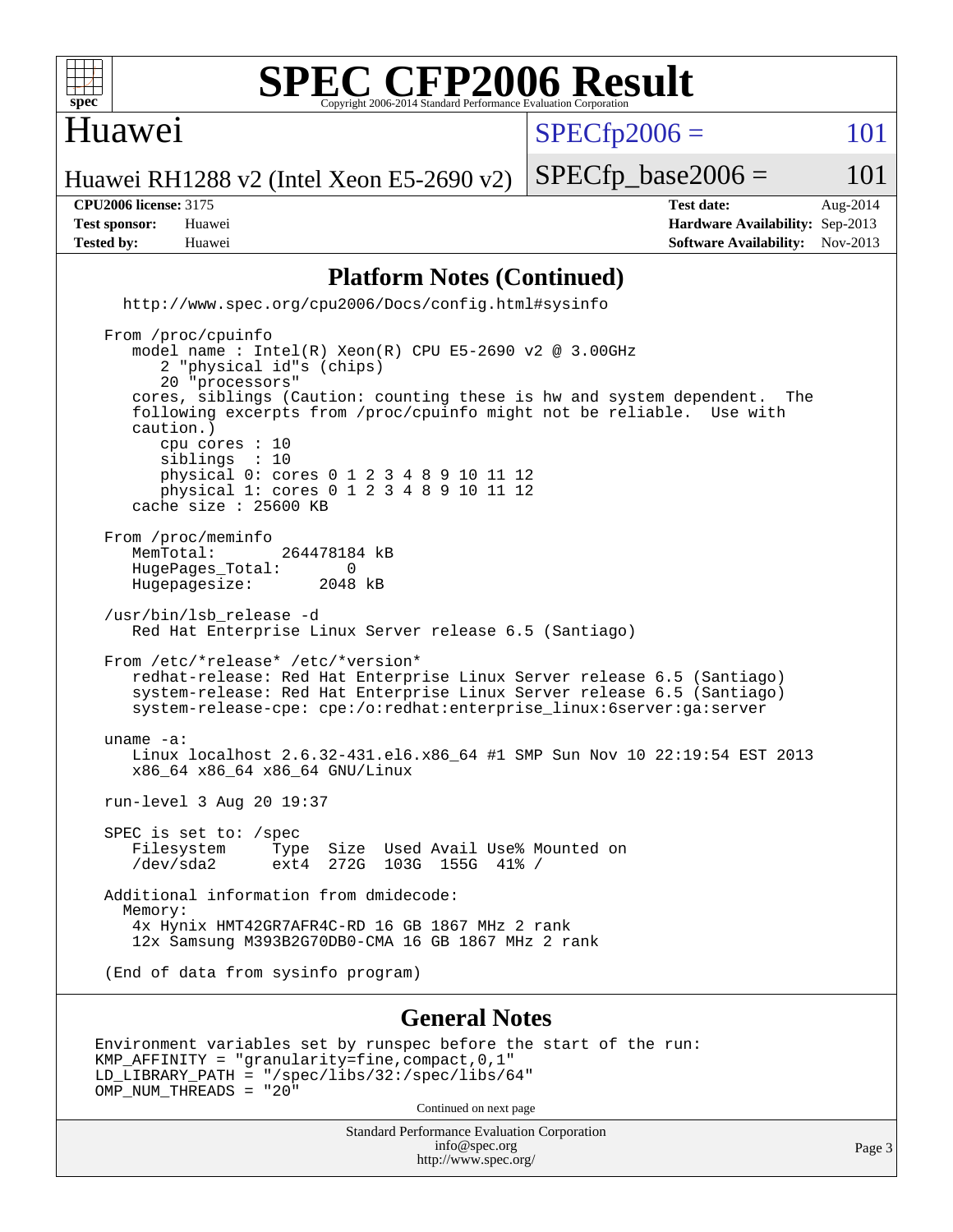# SPEC CFP2006 Result

Copyright 2006-2014 Standard Performance Evaluation Corporation

## Huawei

Huawei RH1288 v2 (Intel Xeon E5-2690 v2)

SPECfp2006 = 101

SPECfp_base2006 = 101

**CPU2006 license:** 3175
**Test sponsor:** Huawei
**Tested by:** Huawei

**Test date:** Aug-2014
**Hardware Availability:** Sep-2013
**Software Availability:** Nov-2013

## Platform Notes (Continued)

```
   http://www.spec.org/cpu2006/Docs/config.html#sysinfo

 From /proc/cpuinfo
    model name : Intel(R) Xeon(R) CPU E5-2690 v2 @ 3.00GHz
       2 "physical id"s (chips)
       20 "processors"
    cores, siblings (Caution: counting these is hw and system dependent.  The
    following excerpts from /proc/cpuinfo might not be reliable.  Use with
    caution.)
       cpu cores : 10
       siblings  : 10
       physical 0: cores 0 1 2 3 4 8 9 10 11 12
       physical 1: cores 0 1 2 3 4 8 9 10 11 12
    cache size : 25600 KB

 From /proc/meminfo
    MemTotal:       264478184 kB
    HugePages_Total:       0
    Hugepagesize:       2048 kB

 /usr/bin/lsb_release -d
    Red Hat Enterprise Linux Server release 6.5 (Santiago)

 From /etc/*release* /etc/*version*
    redhat-release: Red Hat Enterprise Linux Server release 6.5 (Santiago)
    system-release: Red Hat Enterprise Linux Server release 6.5 (Santiago)
    system-release-cpe: cpe:/o:redhat:enterprise_linux:6server:ga:server

 uname -a:
    Linux localhost 2.6.32-431.el6.x86_64 #1 SMP Sun Nov 10 22:19:54 EST 2013
    x86_64 x86_64 x86_64 GNU/Linux

 run-level 3 Aug 20 19:37

 SPEC is set to: /spec
    Filesystem     Type  Size  Used Avail Use% Mounted on
    /dev/sda2      ext4  272G  103G  155G  41% /

 Additional information from dmidecode:
   Memory:
    4x Hynix HMT42GR7AFR4C-RD 16 GB 1867 MHz 2 rank
    12x Samsung M393B2G70DB0-CMA 16 GB 1867 MHz 2 rank

 (End of data from sysinfo program)
```

## General Notes

```
Environment variables set by runspec before the start of the run:
KMP_AFFINITY = "granularity=fine,compact,0,1"
LD_LIBRARY_PATH = "/spec/libs/32:/spec/libs/64"
OMP_NUM_THREADS = "20"
```

Continued on next page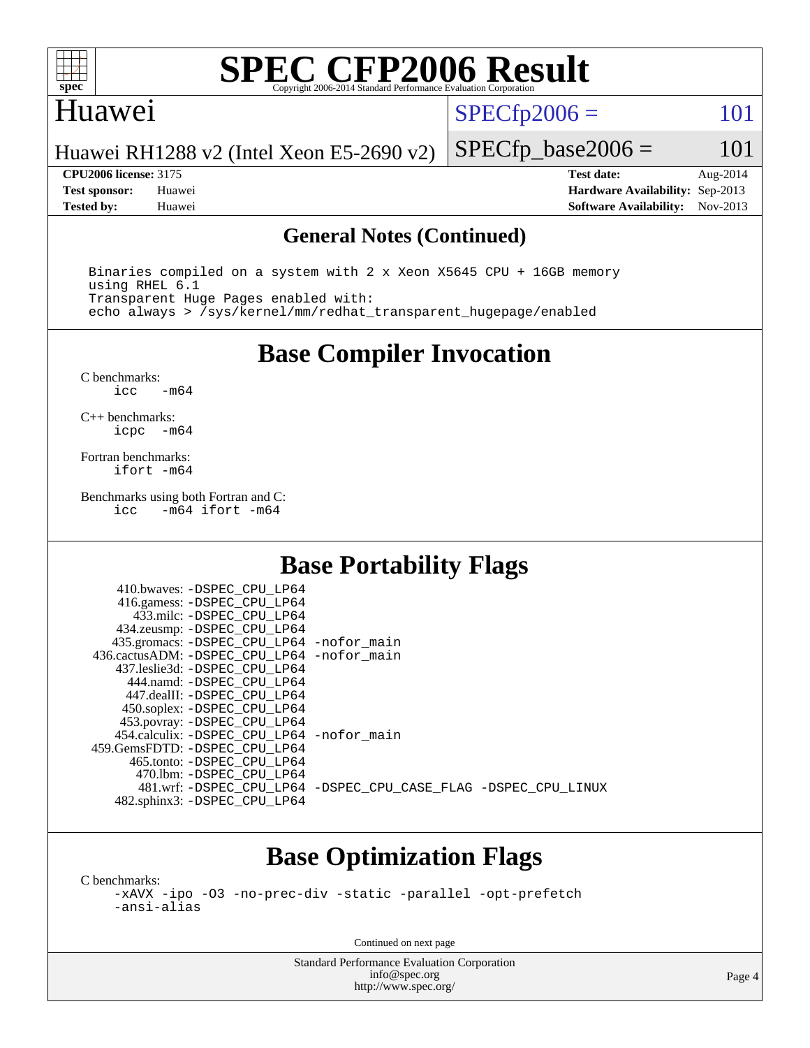# SPEC CFP2006 Result

Copyright 2006-2014 Standard Performance Evaluation Corporation

## Huawei

Huawei RH1288 v2 (Intel Xeon E5-2690 v2)

SPECfp2006 = 101

SPECfp_base2006 = 101

| | | | |
|---|---|---|---|
| **CPU2006 license:** 3175 | | **Test date:** | Aug-2014 |
| **Test sponsor:** | Huawei | **Hardware Availability:** | Sep-2013 |
| **Tested by:** | Huawei | **Software Availability:** | Nov-2013 |

### General Notes (Continued)

```
Binaries compiled on a system with 2 x Xeon X5645 CPU + 16GB memory
using RHEL 6.1
Transparent Huge Pages enabled with:
echo always > /sys/kernel/mm/redhat_transparent_hugepage/enabled
```

## Base Compiler Invocation

C benchmarks:
```
icc   -m64
```

C++ benchmarks:
```
icpc  -m64
```

Fortran benchmarks:
```
ifort -m64
```

Benchmarks using both Fortran and C:
```
icc   -m64 ifort -m64
```

## Base Portability Flags

| | |
|---|---|
| 410.bwaves: | -DSPEC_CPU_LP64 |
| 416.gamess: | -DSPEC_CPU_LP64 |
| 433.milc: | -DSPEC_CPU_LP64 |
| 434.zeusmp: | -DSPEC_CPU_LP64 |
| 435.gromacs: | -DSPEC_CPU_LP64 -nofor_main |
| 436.cactusADM: | -DSPEC_CPU_LP64 -nofor_main |
| 437.leslie3d: | -DSPEC_CPU_LP64 |
| 444.namd: | -DSPEC_CPU_LP64 |
| 447.dealII: | -DSPEC_CPU_LP64 |
| 450.soplex: | -DSPEC_CPU_LP64 |
| 453.povray: | -DSPEC_CPU_LP64 |
| 454.calculix: | -DSPEC_CPU_LP64 -nofor_main |
| 459.GemsFDTD: | -DSPEC_CPU_LP64 |
| 465.tonto: | -DSPEC_CPU_LP64 |
| 470.lbm: | -DSPEC_CPU_LP64 |
| 481.wrf: | -DSPEC_CPU_LP64 -DSPEC_CPU_CASE_FLAG -DSPEC_CPU_LINUX |
| 482.sphinx3: | -DSPEC_CPU_LP64 |

## Base Optimization Flags

C benchmarks:
```
-xAVX -ipo -O3 -no-prec-div -static -parallel -opt-prefetch
-ansi-alias
```

Continued on next page

Standard Performance Evaluation Corporation
info@spec.org
http://www.spec.org/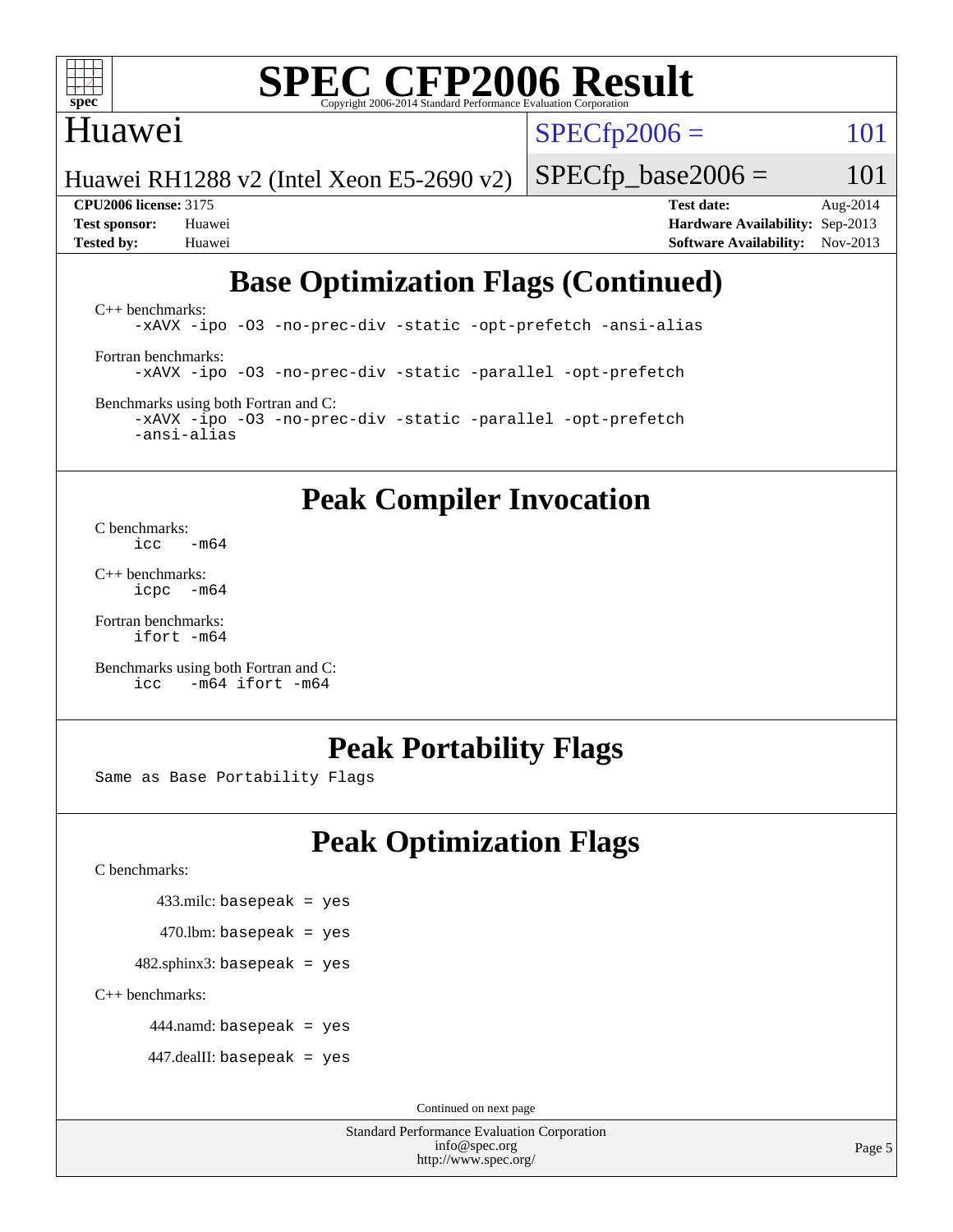## Base Optimization Flags (Continued)

C++ benchmarks:
```
-xAVX -ipo -O3 -no-prec-div -static -opt-prefetch -ansi-alias
```

Fortran benchmarks:
```
-xAVX -ipo -O3 -no-prec-div -static -parallel -opt-prefetch
```

Benchmarks using both Fortran and C:
```
-xAVX -ipo -O3 -no-prec-div -static -parallel -opt-prefetch
-ansi-alias
```

## Peak Compiler Invocation

C benchmarks:
```
icc   -m64
```

C++ benchmarks:
```
icpc  -m64
```

Fortran benchmarks:
```
ifort -m64
```

Benchmarks using both Fortran and C:
```
icc   -m64 ifort -m64
```

## Peak Portability Flags

Same as Base Portability Flags

## Peak Optimization Flags

C benchmarks:

433.milc: basepeak = yes

470.lbm: basepeak = yes

482.sphinx3: basepeak = yes

C++ benchmarks:

444.namd: basepeak = yes

447.dealII: basepeak = yes

Continued on next page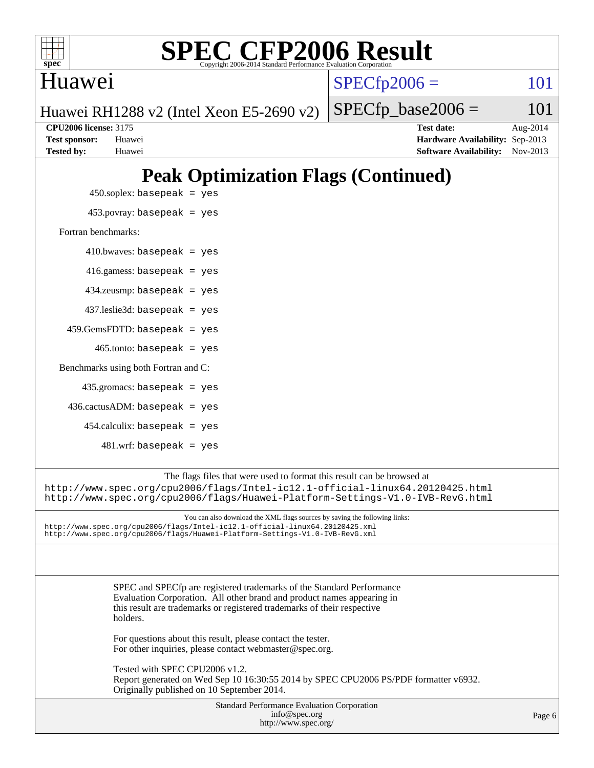# Peak Optimization Flags (Continued)

450.soplex: `basepeak = yes`

453.povray: `basepeak = yes`

Fortran benchmarks:

410.bwaves: `basepeak = yes`

416.gamess: `basepeak = yes`

434.zeusmp: `basepeak = yes`

437.leslie3d: `basepeak = yes`

459.GemsFDTD: `basepeak = yes`

465.tonto: `basepeak = yes`

Benchmarks using both Fortran and C:

435.gromacs: `basepeak = yes`

436.cactusADM: `basepeak = yes`

454.calculix: `basepeak = yes`

481.wrf: `basepeak = yes`

The flags files that were used to format this result can be browsed at
http://www.spec.org/cpu2006/flags/Intel-ic12.1-official-linux64.20120425.html
http://www.spec.org/cpu2006/flags/Huawei-Platform-Settings-V1.0-IVB-RevG.html

You can also download the XML flags sources by saving the following links:
http://www.spec.org/cpu2006/flags/Intel-ic12.1-official-linux64.20120425.xml
http://www.spec.org/cpu2006/flags/Huawei-Platform-Settings-V1.0-IVB-RevG.xml

SPEC and SPECfp are registered trademarks of the Standard Performance Evaluation Corporation. All other brand and product names appearing in this result are trademarks or registered trademarks of their respective holders.

For questions about this result, please contact the tester.
For other inquiries, please contact webmaster@spec.org.

Tested with SPEC CPU2006 v1.2.
Report generated on Wed Sep 10 16:30:55 2014 by SPEC CPU2006 PS/PDF formatter v6932.
Originally published on 10 September 2014.